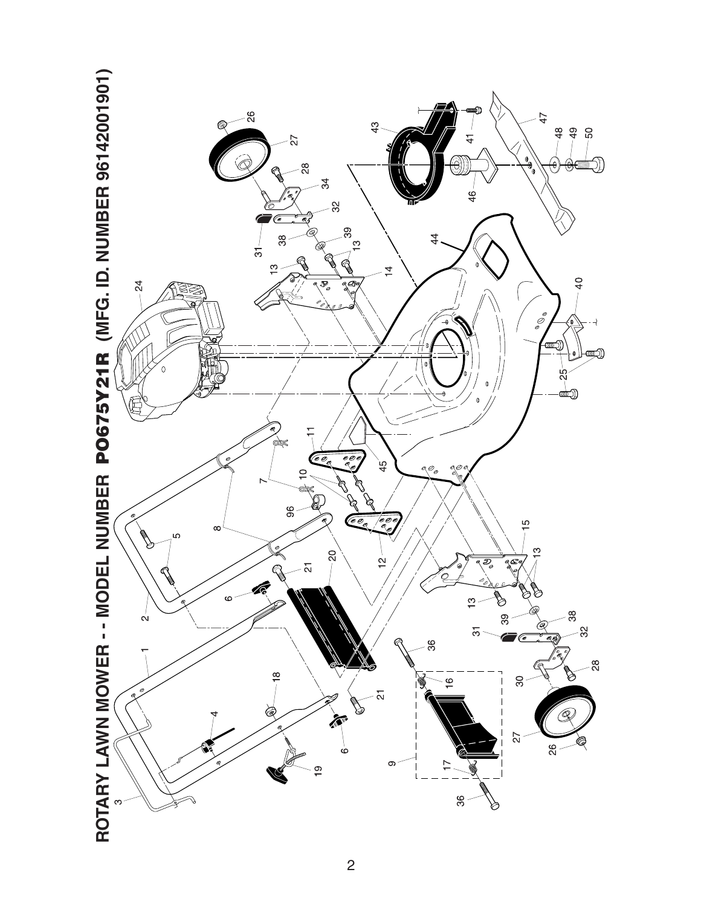# ROTARY LAWN MOWER - - MODEL NUMBER PO675Y21R (MFG. ID. NUMBER 96142001901)

1 2 3 4 5 6 7 8 9 10 11 12 13 14 15 16 17 18 19 20 21 24 25 26 27 28 30 31 32 34 36 38 39 40 41 43 44 45 46 47 48 49 50 96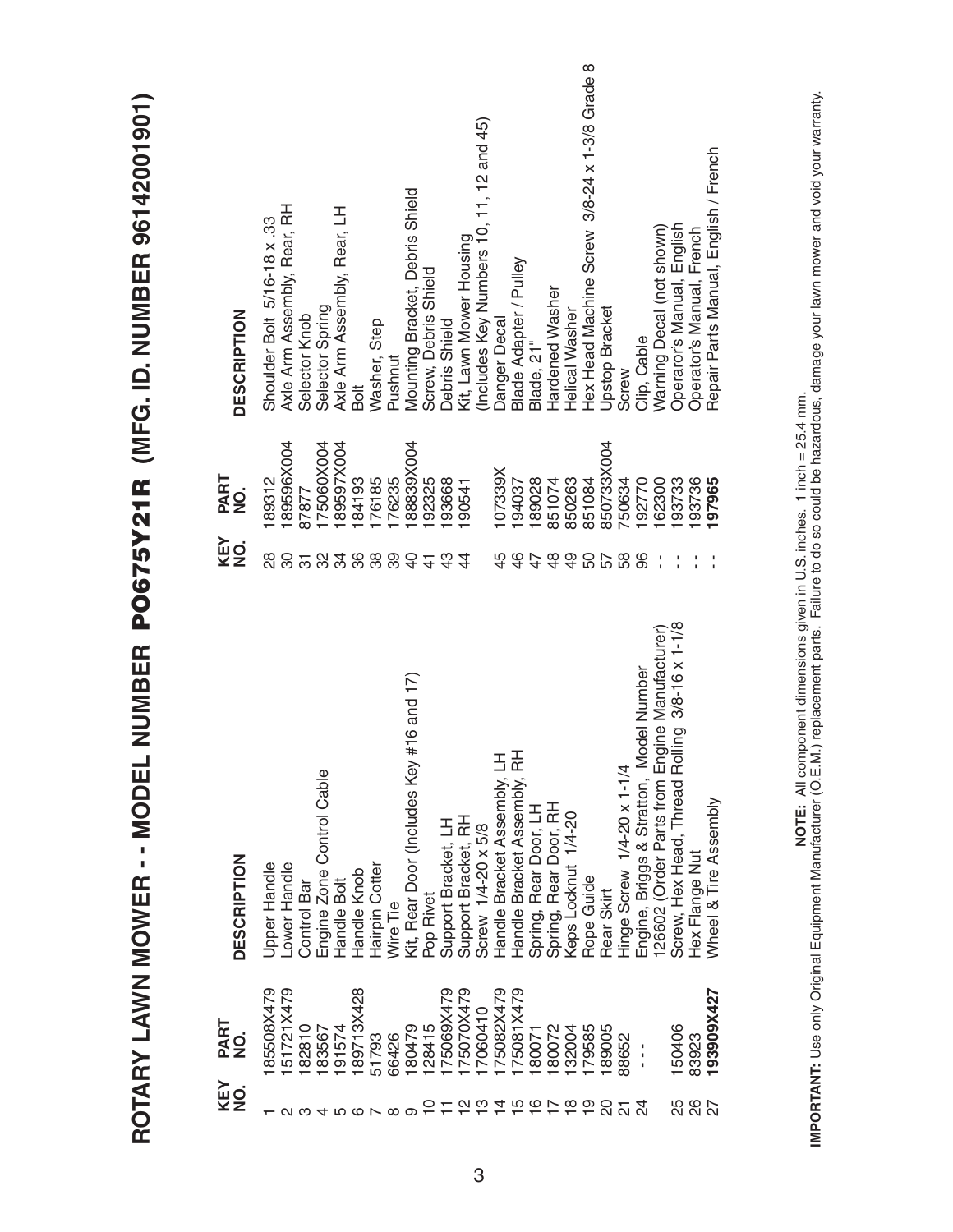# ROTARY LAWN MOWER - - MODEL NUMBER PO675Y21R (MFG. ID. NUMBER 96142001901)

| KEY NO. | PART NO. | DESCRIPTION |
|---|---|---|
| 1 | 185508X479 | Upper Handle |
| 2 | 151721X479 | Lower Handle |
| 3 | 182810 | Control Bar |
| 4 | 183567 | Engine Zone Control Cable |
| 5 | 191574 | Handle Bolt |
| 6 | 189713X428 | Handle Knob |
| 7 | 51793 | Hairpin Cotter |
| 8 | 66426 | Wire Tie |
| 9 | 180479 | Kit, Rear Door (Includes Key #16 and 17) |
| 10 | 128415 | Pop Rivet |
| 11 | 175069X479 | Support Bracket, LH |
| 12 | 175070X479 | Support Bracket, RH |
| 13 | 17060410 | Screw 1/4-20 x 5/8 |
| 14 | 175082X479 | Handle Bracket Assembly, LH |
| 15 | 175081X479 | Handle Bracket Assembly, RH |
| 16 | 180071 | Spring, Rear Door, LH |
| 17 | 180072 | Spring, Rear Door, RH |
| 18 | 132004 | Keps Locknut 1/4-20 |
| 19 | 179585 | Rope Guide |
| 20 | 189005 | Rear Skirt |
| 21 | 88652 | Hinge Screw 1/4-20 x 1-1/4 |
| 24 | - - - | Engine, Briggs & Stratton, Model Number 126602 (Order Parts from Engine Manufacturer) |
| 25 | 150406 | Screw, Hex Head, Thread Rolling 3/8-16 x 1-1/8 |
| 26 | 83923 | Hex Flange Nut |
| 27 | **193909X427** | Wheel & Tire Assembly |
| 28 | 189312 | Shoulder Bolt 5/16-18 x .33 |
| 30 | 189596X004 | Axle Arm Assembly, Rear, RH |
| 31 | 87877 | Selector Knob |
| 32 | 175060X004 | Selector Spring |
| 34 | 189597X004 | Axle Arm Assembly, Rear, LH |
| 36 | 184193 | Bolt |
| 38 | 176185 | Washer, Step |
| 39 | 176235 | Pushnut |
| 40 | 188839X004 | Mounting Bracket, Debris Shield |
| 41 | 192325 | Screw, Debris Shield |
| 43 | 193668 | Debris Shield |
| 44 | 190541 | Kit, Lawn Mower Housing (Includes Key Numbers 10, 11, 12 and 45) |
| 45 | 107339X | Danger Decal |
| 46 | 194037 | Blade Adapter / Pulley |
| 47 | 189028 | Blade, 21" |
| 48 | 851074 | Hardened Washer |
| 49 | 850263 | Helical Washer |
| 50 | 851084 | Hex Head Machine Screw 3/8-24 x 1-3/8 Grade 8 |
| 57 | 850733X004 | Upstop Bracket |
| 58 | 750634 | Screw |
| 96 | 192770 | Clip, Cable |
| - - | 162300 | Warning Decal (not shown) |
| - - | 193733 | Operator's Manual, English |
| - - | 193736 | Operator's Manual, French |
| - - | **197965** | Repair Parts Manual, English / French |

**NOTE:** All component dimensions given in U.S. inches. 1 inch = 25.4 mm.

**IMPORTANT:** Use only Original Equipment Manufacturer (O.E.M.) replacement parts. Failure to do so could be hazardous, damage your lawn mower and void your warranty.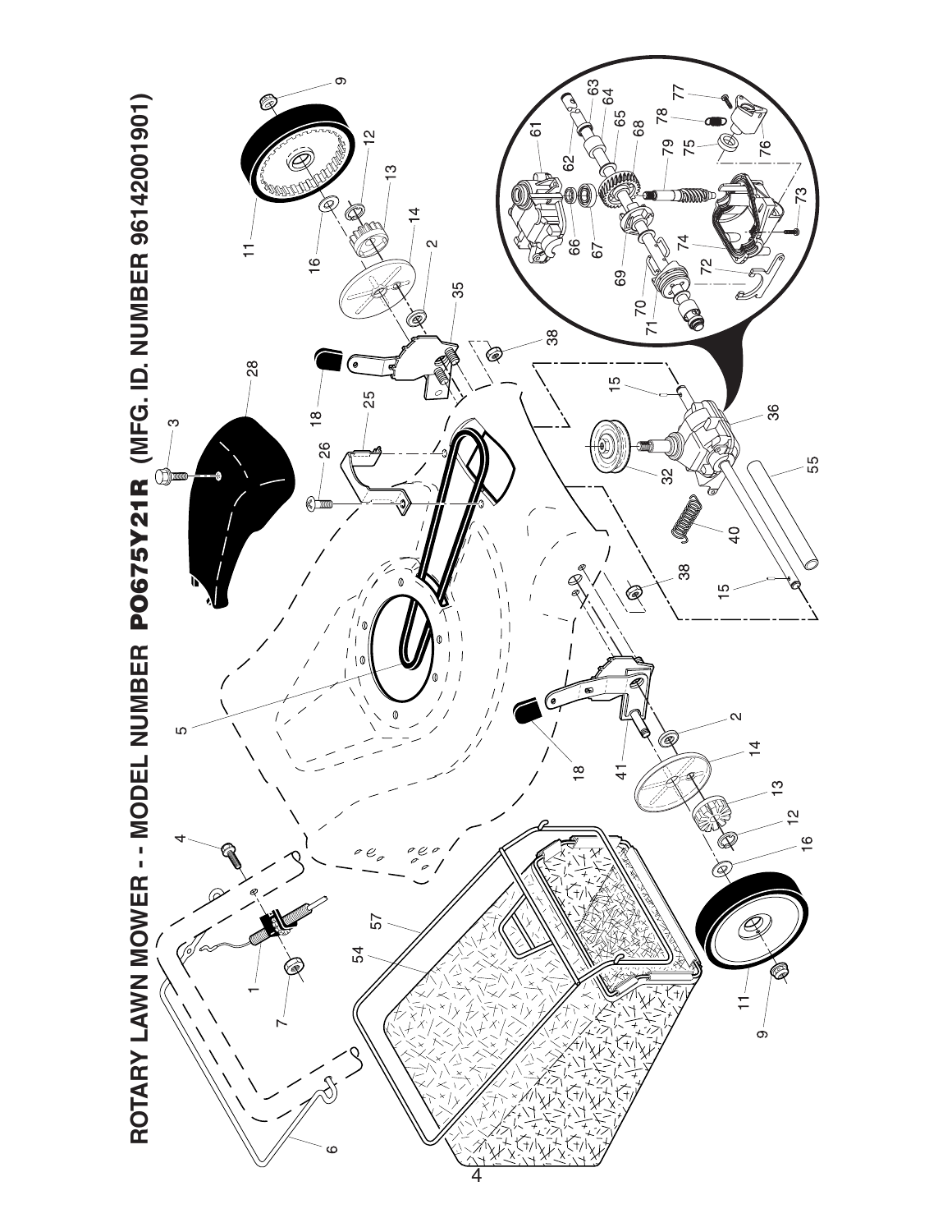# ROTARY LAWN MOWER - - MODEL NUMBER PO675Y21R (MFG. ID. NUMBER 96142001901)

1 2 3 4 5 6 7 9 11 12 13 14 15 16 18 25 26 28 32 35 36 38 40 41 54 55 57 61 62 63 64 65 66 67 68 69 70 71 72 73 74 75 76 77 78 79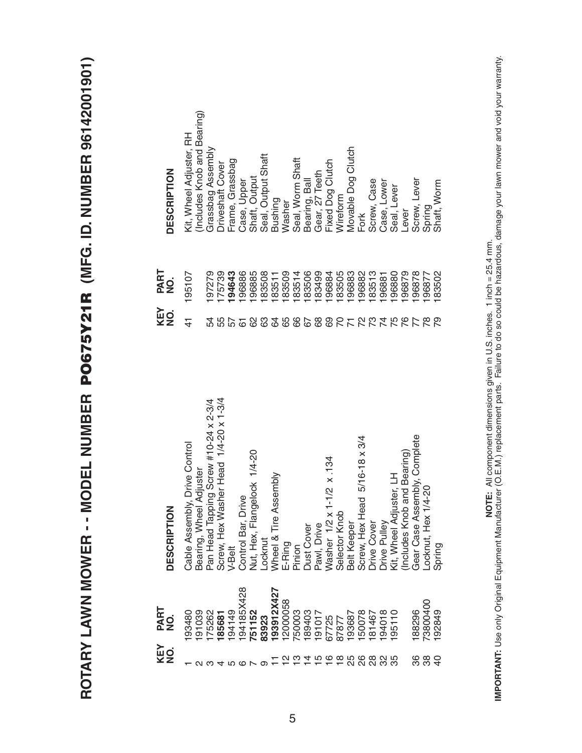# ROTARY LAWN MOWER - - MODEL NUMBER PO675Y21R (MFG. ID. NUMBER 96142001901)

| KEY NO. | PART NO. | DESCRIPTION |
|---|---|---|
| 1 | 193480 | Cable Assembly, Drive Control |
| 2 | 191039 | Bearing, Wheel Adjuster |
| 3 | 175262 | Pan Head Tapping Screw #10-24 x 2-3/4 |
| 4 | **185681** | Screw, Hex Washer Head 1/4-20 x 1-3/4 |
| 5 | 194149 | V-Belt |
| 6 | 194185X428 | Control Bar, Drive |
| 7 | **751152** | Nut, Hex, Flangelock 1/4-20 |
| 9 | **83923** | Locknut |
| 11 | **193912X427** | Wheel & Tire Assembly |
| 12 | 12000058 | E-Ring |
| 13 | 750003 | Pinion |
| 14 | 189403 | Dust Cover |
| 15 | 191017 | Pawl, Drive |
| 16 | 67725 | Washer 1/2 x 1-1/2 x .134 |
| 18 | 87877 | Selector Knob |
| 25 | 193687 | Belt Keeper |
| 26 | 150078 | Screw, Hex Head 5/16-18 x 3/4 |
| 28 | 181467 | Drive Cover |
| 32 | 194018 | Drive Pulley |
| 35 | 195110 | Kit, Wheel Adjuster, LH (Includes Knob and Bearing) |
| 36 | 188296 | Gear Case Assembly, Complete |
| 38 | 73800400 | Locknut, Hex 1/4-20 |
| 40 | 192849 | Spring |
| 41 | 195107 | Kit, Wheel Adjuster, RH (Includes Knob and Bearing) |
| 54 | 197279 | Grassbag Assembly |
| 55 | 175739 | Driveshaft Cover |
| 57 | **194643** | Frame, Grassbag |
| 61 | 196886 | Case, Upper |
| 62 | 196885 | Shaft, Output |
| 63 | 183508 | Seal, Output Shaft |
| 64 | 183511 | Bushing |
| 65 | 183509 | Washer |
| 66 | 183514 | Seal, Worm Shaft |
| 67 | 183506 | Bearing, Ball |
| 68 | 183499 | Gear, 27 Teeth |
| 69 | 196884 | Fixed Dog Clutch |
| 70 | 183505 | Wireform |
| 71 | 196883 | Movable Dog Clutch |
| 72 | 196882 | Fork |
| 73 | 183513 | Screw, Case |
| 74 | 196881 | Case, Lower |
| 75 | 196880 | Seal, Lever |
| 76 | 196879 | Lever |
| 77 | 196878 | Screw, Lever |
| 78 | 196877 | Spring |
| 79 | 183502 | Shaft, Worm |

**NOTE:** All component dimensions given in U.S. inches. 1 inch = 25.4 mm.

**IMPORTANT:** Use only Original Equipment Manufacturer (O.E.M.) replacement parts. Failure to do so could be hazardous, damage your lawn mower and void your warranty.